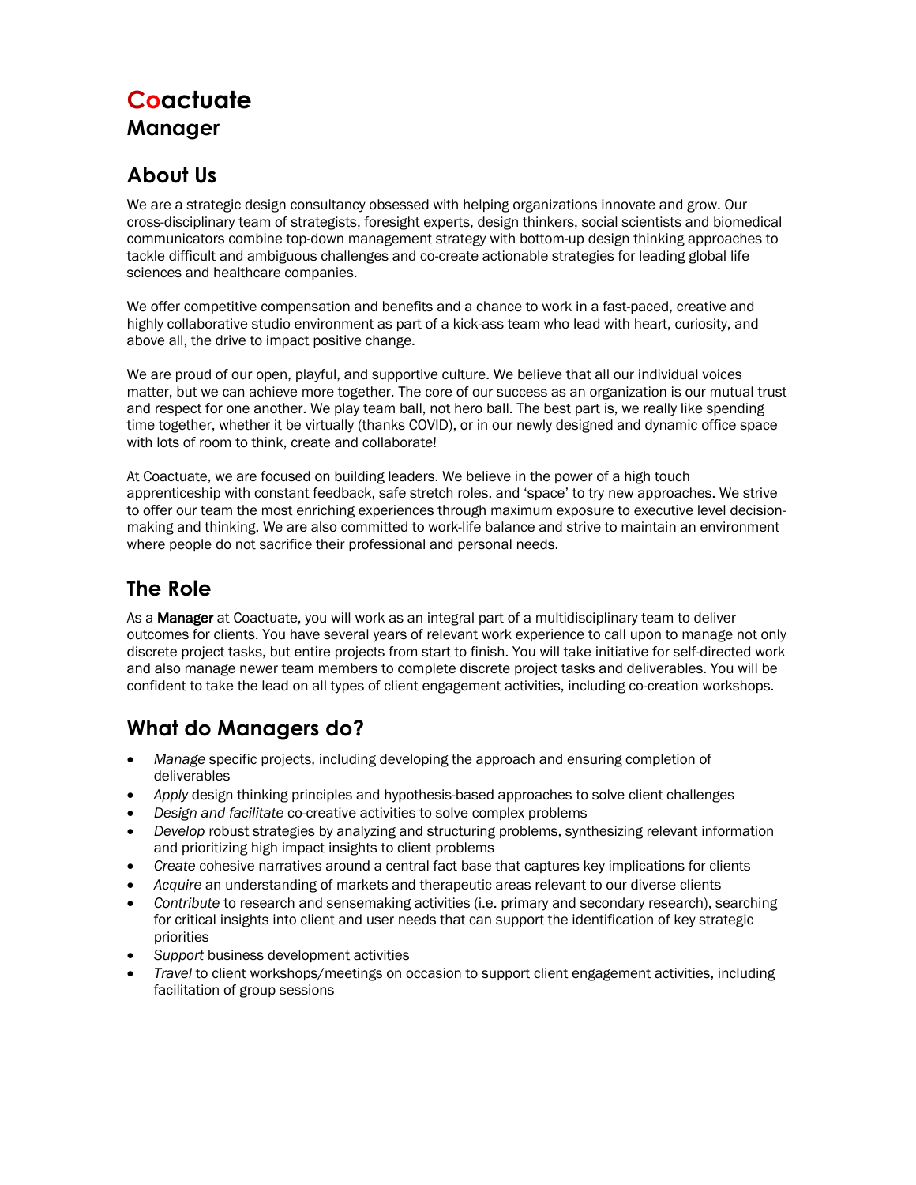# Coactuate

## Manager

## About Us

We are a strategic design consultancy obsessed with helping organizations innovate and grow. Our cross-disciplinary team of strategists, foresight experts, design thinkers, social scientists and biomedical communicators combine top-down management strategy with bottom-up design thinking approaches to tackle difficult and ambiguous challenges and co-create actionable strategies for leading global life sciences and healthcare companies.

We offer competitive compensation and benefits and a chance to work in a fast-paced, creative and highly collaborative studio environment as part of a kick-ass team who lead with heart, curiosity, and above all, the drive to impact positive change.

We are proud of our open, playful, and supportive culture. We believe that all our individual voices matter, but we can achieve more together. The core of our success as an organization is our mutual trust and respect for one another. We play team ball, not hero ball. The best part is, we really like spending time together, whether it be virtually (thanks COVID), or in our newly designed and dynamic office space with lots of room to think, create and collaborate!

At Coactuate, we are focused on building leaders. We believe in the power of a high touch apprenticeship with constant feedback, safe stretch roles, and 'space' to try new approaches. We strive to offer our team the most enriching experiences through maximum exposure to executive level decision-making and thinking. We are also committed to work-life balance and strive to maintain an environment where people do not sacrifice their professional and personal needs.

## The Role

As a **Manager** at Coactuate, you will work as an integral part of a multidisciplinary team to deliver outcomes for clients. You have several years of relevant work experience to call upon to manage not only discrete project tasks, but entire projects from start to finish. You will take initiative for self-directed work and also manage newer team members to complete discrete project tasks and deliverables. You will be confident to take the lead on all types of client engagement activities, including co-creation workshops.

## What do Managers do?

- *Manage* specific projects, including developing the approach and ensuring completion of deliverables
- *Apply* design thinking principles and hypothesis-based approaches to solve client challenges
- *Design and facilitate* co-creative activities to solve complex problems
- *Develop* robust strategies by analyzing and structuring problems, synthesizing relevant information and prioritizing high impact insights to client problems
- *Create* cohesive narratives around a central fact base that captures key implications for clients
- *Acquire* an understanding of markets and therapeutic areas relevant to our diverse clients
- *Contribute* to research and sensemaking activities (i.e. primary and secondary research), searching for critical insights into client and user needs that can support the identification of key strategic priorities
- *Support* business development activities
- *Travel* to client workshops/meetings on occasion to support client engagement activities, including facilitation of group sessions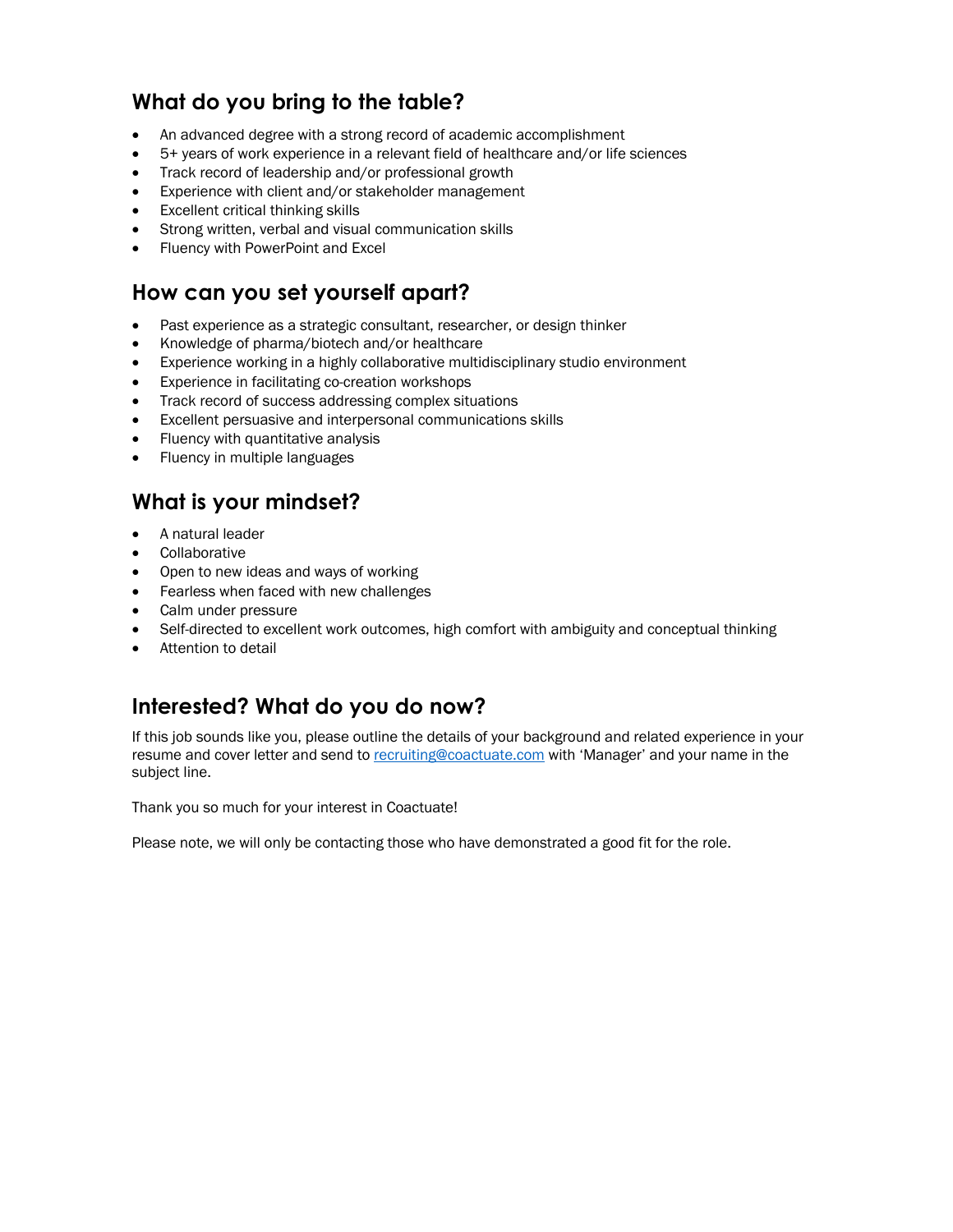## What do you bring to the table?

- An advanced degree with a strong record of academic accomplishment
- 5+ years of work experience in a relevant field of healthcare and/or life sciences
- Track record of leadership and/or professional growth
- Experience with client and/or stakeholder management
- Excellent critical thinking skills
- Strong written, verbal and visual communication skills
- Fluency with PowerPoint and Excel

## How can you set yourself apart?

- Past experience as a strategic consultant, researcher, or design thinker
- Knowledge of pharma/biotech and/or healthcare
- Experience working in a highly collaborative multidisciplinary studio environment
- Experience in facilitating co-creation workshops
- Track record of success addressing complex situations
- Excellent persuasive and interpersonal communications skills
- Fluency with quantitative analysis
- Fluency in multiple languages

## What is your mindset?

- A natural leader
- Collaborative
- Open to new ideas and ways of working
- Fearless when faced with new challenges
- Calm under pressure
- Self-directed to excellent work outcomes, high comfort with ambiguity and conceptual thinking
- Attention to detail

## Interested? What do you do now?

If this job sounds like you, please outline the details of your background and related experience in your resume and cover letter and send to recruiting@coactuate.com with 'Manager' and your name in the subject line.

Thank you so much for your interest in Coactuate!

Please note, we will only be contacting those who have demonstrated a good fit for the role.